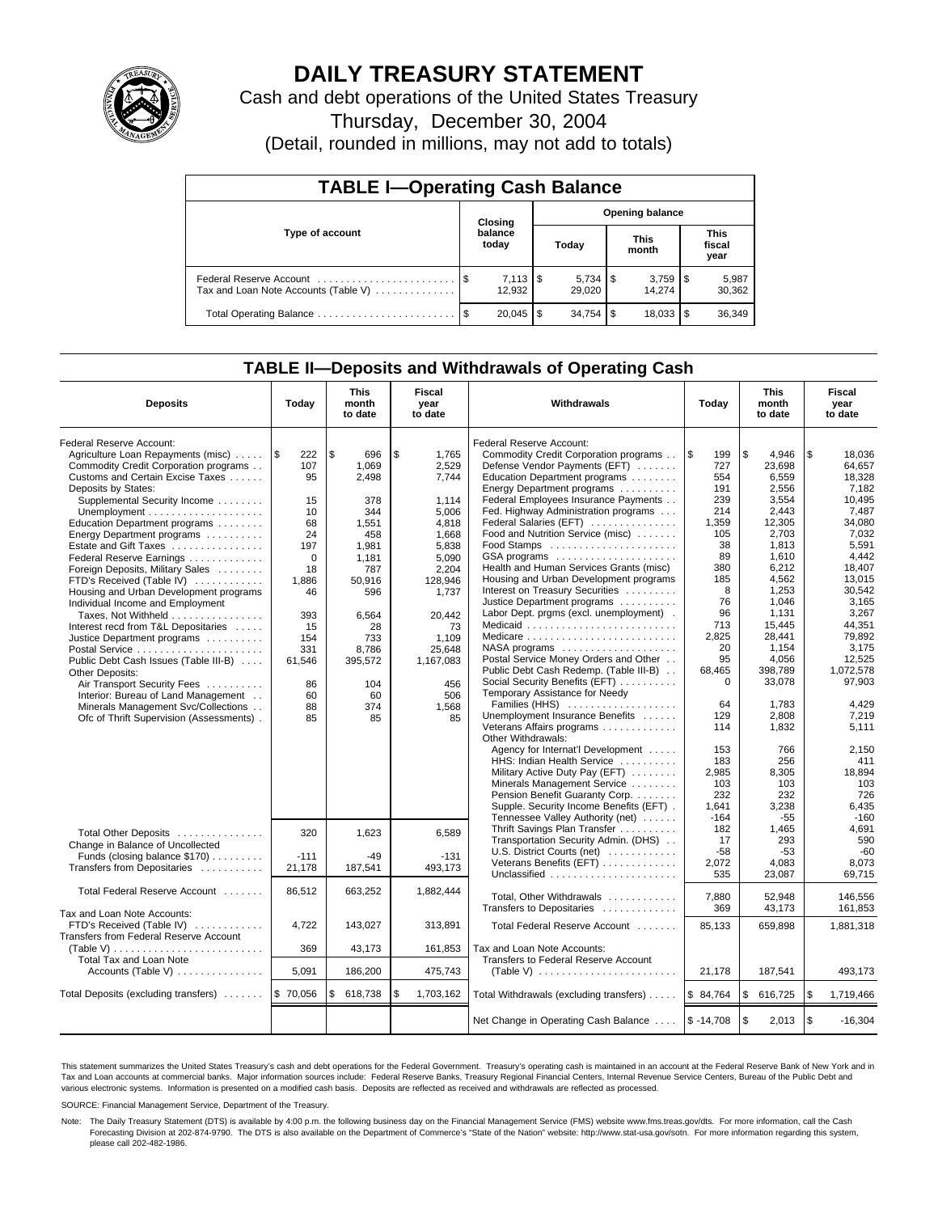# DAILY TREASURY STATEMENT

Cash and debt operations of the United States Treasury

Thursday, December 30, 2004

(Detail, rounded in millions, may not add to totals)

## TABLE I—Operating Cash Balance

| Type of account | Closing balance today | Opening balance Today | Opening balance This month | Opening balance This fiscal year |
|---|---|---|---|---|
| Federal Reserve Account | $ 7,113 | $ 5,734 | $ 3,759 | $ 5,987 |
| Tax and Loan Note Accounts (Table V) | 12,932 | 29,020 | 14,274 | 30,362 |
| Total Operating Balance | $ 20,045 | $ 34,754 | $ 18,033 | $ 36,349 |

## TABLE II—Deposits and Withdrawals of Operating Cash

| Deposits | Today | This month to date | Fiscal year to date |
|---|---|---|---|
| Federal Reserve Account: | | | |
| Agriculture Loan Repayments (misc) | $ 222 | $ 696 | $ 1,765 |
| Commodity Credit Corporation programs | 107 | 1,069 | 2,529 |
| Customs and Certain Excise Taxes | 95 | 2,498 | 7,744 |
| Deposits by States: | | | |
| Supplemental Security Income | 15 | 378 | 1,114 |
| Unemployment | 10 | 344 | 5,006 |
| Education Department programs | 68 | 1,551 | 4,818 |
| Energy Department programs | 24 | 458 | 1,668 |
| Estate and Gift Taxes | 197 | 1,981 | 5,838 |
| Federal Reserve Earnings | 0 | 1,181 | 5,090 |
| Foreign Deposits, Military Sales | 18 | 787 | 2,204 |
| FTD's Received (Table IV) | 1,886 | 50,916 | 128,946 |
| Housing and Urban Development programs | 46 | 596 | 1,737 |
| Individual Income and Employment Taxes, Not Withheld | 393 | 6,564 | 20,442 |
| Interest recd from T&L Depositaries | 15 | 28 | 73 |
| Justice Department programs | 154 | 733 | 1,109 |
| Postal Service | 331 | 8,786 | 25,648 |
| Public Debt Cash Issues (Table III-B) | 61,546 | 395,572 | 1,167,083 |
| Other Deposits: | | | |
| Air Transport Security Fees | 86 | 104 | 456 |
| Interior: Bureau of Land Management | 60 | 60 | 506 |
| Minerals Management Svc/Collections | 88 | 374 | 1,568 |
| Ofc of Thrift Supervision (Assessments) | 85 | 85 | 85 |
| Total Other Deposits | 320 | 1,623 | 6,589 |
| Change in Balance of Uncollected Funds (closing balance $170) | -111 | -49 | -131 |
| Transfers from Depositaries | 21,178 | 187,541 | 493,173 |
| Total Federal Reserve Account | 86,512 | 663,252 | 1,882,444 |
| Tax and Loan Note Accounts: | | | |
| FTD's Received (Table IV) | 4,722 | 143,027 | 313,891 |
| Transfers from Federal Reserve Account (Table V) | 369 | 43,173 | 161,853 |
| Total Tax and Loan Note Accounts (Table V) | 5,091 | 186,200 | 475,743 |
| Total Deposits (excluding transfers) | $ 70,056 | $ 618,738 | $ 1,703,162 |

| Withdrawals | Today | This month to date | Fiscal year to date |
|---|---|---|---|
| Federal Reserve Account: | | | |
| Commodity Credit Corporation programs | $ 199 | $ 4,946 | $ 18,036 |
| Defense Vendor Payments (EFT) | 727 | 23,698 | 64,657 |
| Education Department programs | 554 | 6,559 | 18,328 |
| Energy Department programs | 191 | 2,556 | 7,182 |
| Federal Employees Insurance Payments | 239 | 3,554 | 10,495 |
| Fed. Highway Administration programs | 214 | 2,443 | 7,487 |
| Federal Salaries (EFT) | 1,359 | 12,305 | 34,080 |
| Food and Nutrition Service (misc) | 105 | 2,703 | 7,032 |
| Food Stamps | 38 | 1,813 | 5,591 |
| GSA programs | 89 | 1,610 | 4,442 |
| Health and Human Services Grants (misc) | 380 | 6,212 | 18,407 |
| Housing and Urban Development programs | 185 | 4,562 | 13,015 |
| Interest on Treasury Securities | 8 | 1,253 | 30,542 |
| Justice Department programs | 76 | 1,046 | 3,165 |
| Labor Dept. prgms (excl. unemployment) | 96 | 1,131 | 3,267 |
| Medicaid | 713 | 15,445 | 44,351 |
| Medicare | 2,825 | 28,441 | 79,892 |
| NASA programs | 20 | 1,154 | 3,175 |
| Postal Service Money Orders and Other | 95 | 4,056 | 12,525 |
| Public Debt Cash Redemp. (Table III-B) | 68,465 | 398,789 | 1,072,578 |
| Social Security Benefits (EFT) | 0 | 33,078 | 97,903 |
| Temporary Assistance for Needy Families (HHS) | 64 | 1,783 | 4,429 |
| Unemployment Insurance Benefits | 129 | 2,808 | 7,219 |
| Veterans Affairs programs | 114 | 1,832 | 5,111 |
| Other Withdrawals: | | | |
| Agency for Internat'l Development | 153 | 766 | 2,150 |
| HHS: Indian Health Service | 183 | 256 | 411 |
| Military Active Duty Pay (EFT) | 2,985 | 8,305 | 18,894 |
| Minerals Management Service | 103 | 103 | 103 |
| Pension Benefit Guaranty Corp. | 232 | 232 | 726 |
| Supple. Security Income Benefits (EFT) | 1,641 | 3,238 | 6,435 |
| Tennessee Valley Authority (net) | -164 | -55 | -160 |
| Thrift Savings Plan Transfer | 182 | 1,465 | 4,691 |
| Transportation Security Admin. (DHS) | 17 | 293 | 590 |
| U.S. District Courts (net) | -58 | -53 | -60 |
| Veterans Benefits (EFT) | 2,072 | 4,083 | 8,073 |
| Unclassified | 535 | 23,087 | 69,715 |
| Total, Other Withdrawals | 7,880 | 52,948 | 146,556 |
| Transfers to Depositaries | 369 | 43,173 | 161,853 |
| Total Federal Reserve Account | 85,133 | 659,898 | 1,881,318 |
| Tax and Loan Note Accounts: | | | |
| Transfers to Federal Reserve Account (Table V) | 21,178 | 187,541 | 493,173 |
| Total Withdrawals (excluding transfers) | $ 84,764 | $ 616,725 | $ 1,719,466 |
| Net Change in Operating Cash Balance | $ -14,708 | $ 2,013 | $ -16,304 |

This statement summarizes the United States Treasury's cash and debt operations for the Federal Government. Treasury's operating cash is maintained in an account at the Federal Reserve Bank of New York and in Tax and Loan accounts at commercial banks. Major information sources include: Federal Reserve Banks, Treasury Regional Financial Centers, Internal Revenue Service Centers, Bureau of the Public Debt and various electronic systems. Information is presented on a modified cash basis. Deposits are reflected as received and withdrawals are reflected as processed.

SOURCE: Financial Management Service, Department of the Treasury.

Note: The Daily Treasury Statement (DTS) is available by 4:00 p.m. the following business day on the Financial Management Service (FMS) website www.fms.treas.gov/dts. For more information, call the Cash Forecasting Division at 202-874-9790. The DTS is also available on the Department of Commerce's "State of the Nation" website: http://www.stat-usa.gov/sotn. For more information regarding this system, please call 202-482-1986.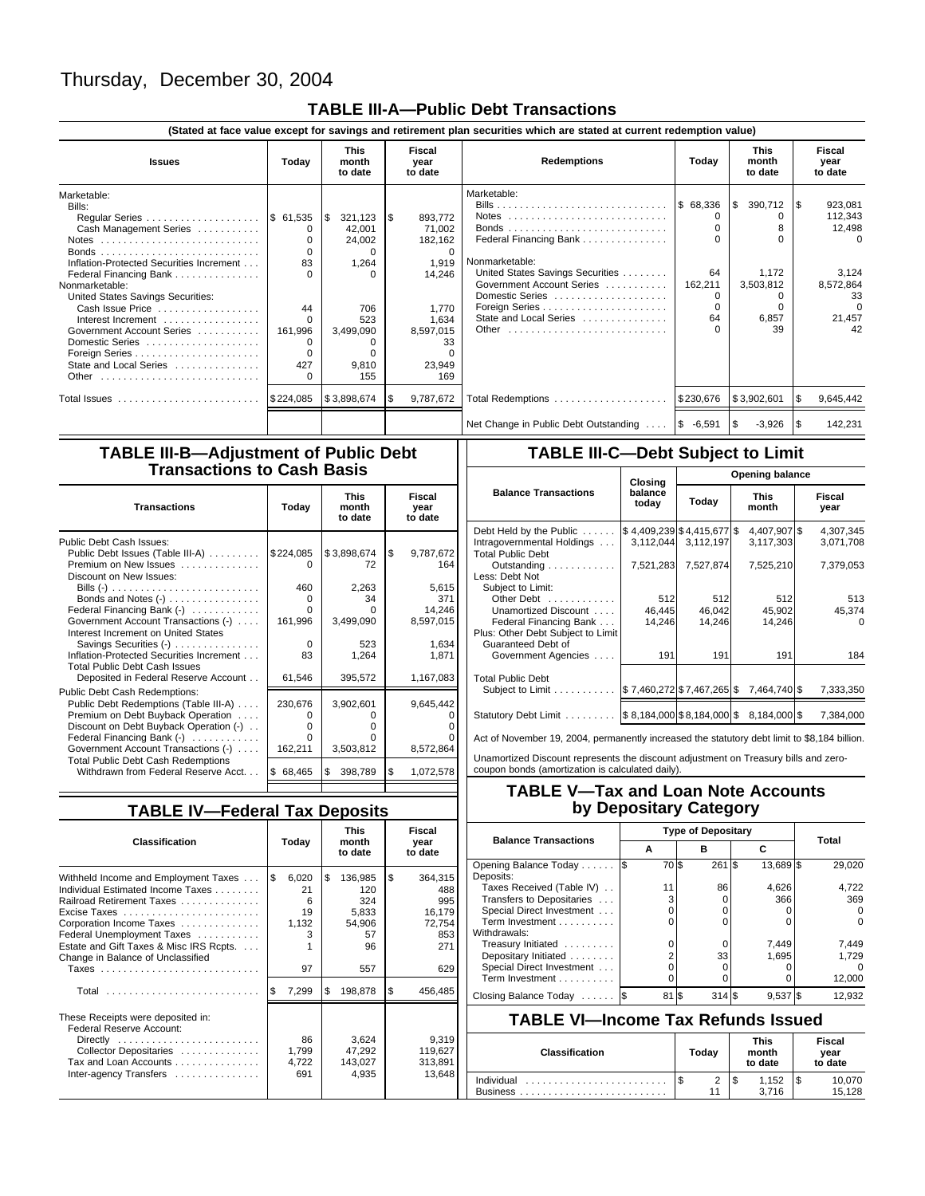# Thursday, December 30, 2004

## TABLE III-A—Public Debt Transactions

(Stated at face value except for savings and retirement plan securities which are stated at current redemption value)

| Issues | Today | This month to date | Fiscal year to date |
|---|---|---|---|
| Marketable: | | | |
| Bills: | | | |
| Regular Series | $ 61,535 | $ 321,123 | $ 893,772 |
| Cash Management Series | 0 | 42,001 | 71,002 |
| Notes | 0 | 24,002 | 182,162 |
| Bonds | 0 | 0 | 0 |
| Inflation-Protected Securities Increment | 83 | 1,264 | 1,919 |
| Federal Financing Bank | 0 | 0 | 14,246 |
| Nonmarketable: | | | |
| United States Savings Securities: | | | |
| Cash Issue Price | 44 | 706 | 1,770 |
| Interest Increment | 0 | 523 | 1,634 |
| Government Account Series | 161,996 | 3,499,090 | 8,597,015 |
| Domestic Series | 0 | 0 | 33 |
| Foreign Series | 0 | 0 | 0 |
| State and Local Series | 427 | 9,810 | 23,949 |
| Other | 0 | 155 | 169 |
| Total Issues | $224,085 | $3,898,674 | $ 9,787,672 |

| Redemptions | Today | This month to date | Fiscal year to date |
|---|---|---|---|
| Marketable: | | | |
| Bills | $ 68,336 | $ 390,712 | $ 923,081 |
| Notes | 0 | 0 | 112,343 |
| Bonds | 0 | 8 | 12,498 |
| Federal Financing Bank | 0 | 0 | 0 |
| Nonmarketable: | | | |
| United States Savings Securities | 64 | 1,172 | 3,124 |
| Government Account Series | 162,211 | 3,503,812 | 8,572,864 |
| Domestic Series | 0 | 0 | 33 |
| Foreign Series | 0 | 0 | 0 |
| State and Local Series | 64 | 6,857 | 21,457 |
| Other | 0 | 39 | 42 |
| Total Redemptions | $230,676 | $3,902,601 | $ 9,645,442 |
| Net Change in Public Debt Outstanding | $ -6,591 | $ -3,926 | $ 142,231 |

## TABLE III-B—Adjustment of Public Debt Transactions to Cash Basis

| Transactions | Today | This month to date | Fiscal year to date |
|---|---|---|---|
| Public Debt Cash Issues: | | | |
| Public Debt Issues (Table III-A) | $224,085 | $3,898,674 | $ 9,787,672 |
| Premium on New Issues | 0 | 72 | 164 |
| Discount on New Issues: | | | |
| Bills (-) | 460 | 2,263 | 5,615 |
| Bonds and Notes (-) | 0 | 34 | 371 |
| Federal Financing Bank (-) | 0 | 0 | 14,246 |
| Government Account Transactions (-) | 161,996 | 3,499,090 | 8,597,015 |
| Interest Increment on United States Savings Securities (-) | 0 | 523 | 1,634 |
| Inflation-Protected Securities Increment | 83 | 1,264 | 1,871 |
| Total Public Debt Cash Issues Deposited in Federal Reserve Account | 61,546 | 395,572 | 1,167,083 |
| Public Debt Cash Redemptions: | | | |
| Public Debt Redemptions (Table III-A) | 230,676 | 3,902,601 | 9,645,442 |
| Premium on Debt Buyback Operation | 0 | 0 | 0 |
| Discount on Debt Buyback Operation (-) | 0 | 0 | 0 |
| Federal Financing Bank (-) | 0 | 0 | 0 |
| Government Account Transactions (-) | 162,211 | 3,503,812 | 8,572,864 |
| Total Public Debt Cash Redemptions Withdrawn from Federal Reserve Acct. | $ 68,465 | $ 398,789 | $ 1,072,578 |

## TABLE III-C—Debt Subject to Limit

| Balance Transactions | Closing balance today | Opening balance Today | Opening balance This month | Opening balance Fiscal year |
|---|---|---|---|---|
| Debt Held by the Public | $ 4,409,239 | $ 4,415,677 | $ 4,407,907 | $ 4,307,345 |
| Intragovernmental Holdings | 3,112,044 | 3,112,197 | 3,117,303 | 3,071,708 |
| Total Public Debt Outstanding | 7,521,283 | 7,527,874 | 7,525,210 | 7,379,053 |
| Less: Debt Not Subject to Limit: | | | | |
| Other Debt | 512 | 512 | 512 | 513 |
| Unamortized Discount | 46,445 | 46,042 | 45,902 | 45,374 |
| Federal Financing Bank | 14,246 | 14,246 | 14,246 | 0 |
| Plus: Other Debt Subject to Limit Guaranteed Debt of Government Agencies | 191 | 191 | 191 | 184 |
| Total Public Debt Subject to Limit | $ 7,460,272 | $ 7,467,265 | $ 7,464,740 | $ 7,333,350 |
| Statutory Debt Limit | $ 8,184,000 | $ 8,184,000 | $ 8,184,000 | $ 7,384,000 |

Act of November 19, 2004, permanently increased the statutory debt limit to $8,184 billion.

Unamortized Discount represents the discount adjustment on Treasury bills and zero-coupon bonds (amortization is calculated daily).

## TABLE IV—Federal Tax Deposits

| Classification | Today | This month to date | Fiscal year to date |
|---|---|---|---|
| Withheld Income and Employment Taxes | $ 6,020 | $ 136,985 | $ 364,315 |
| Individual Estimated Income Taxes | 21 | 120 | 488 |
| Railroad Retirement Taxes | 6 | 324 | 995 |
| Excise Taxes | 19 | 5,833 | 16,179 |
| Corporation Income Taxes | 1,132 | 54,906 | 72,754 |
| Federal Unemployment Taxes | 3 | 57 | 853 |
| Estate and Gift Taxes & Misc IRS Rcpts. | 1 | 96 | 271 |
| Change in Balance of Unclassified Taxes | 97 | 557 | 629 |
| Total | $ 7,299 | $ 198,878 | $ 456,485 |
| These Receipts were deposited in: | | | |
| Federal Reserve Account: | | | |
| Directly | 86 | 3,624 | 9,319 |
| Collector Depositaries | 1,799 | 47,292 | 119,627 |
| Tax and Loan Accounts | 4,722 | 143,027 | 313,891 |
| Inter-agency Transfers | 691 | 4,935 | 13,648 |

## TABLE V—Tax and Loan Note Accounts by Depositary Category

| Balance Transactions | Type of Depositary A | B | C | Total |
|---|---|---|---|---|
| Opening Balance Today | $ 70 | $ 261 | $ 13,689 | $ 29,020 |
| Deposits: | | | | |
| Taxes Received (Table IV) | 11 | 86 | 4,626 | 4,722 |
| Transfers to Depositaries | 3 | 0 | 366 | 369 |
| Special Direct Investment | 0 | 0 | 0 | 0 |
| Term Investment | 0 | 0 | 0 | 0 |
| Withdrawals: | | | | |
| Treasury Initiated | 0 | 0 | 7,449 | 7,449 |
| Depositary Initiated | 2 | 33 | 1,695 | 1,729 |
| Special Direct Investment | 0 | 0 | 0 | 0 |
| Term Investment | 0 | 0 | 0 | 12,000 |
| Closing Balance Today | $ 81 | $ 314 | $ 9,537 | $ 12,932 |

## TABLE VI—Income Tax Refunds Issued

| Classification | Today | This month to date | Fiscal year to date |
|---|---|---|---|
| Individual | $ 2 | $ 1,152 | $ 10,070 |
| Business | 11 | 3,716 | 15,128 |